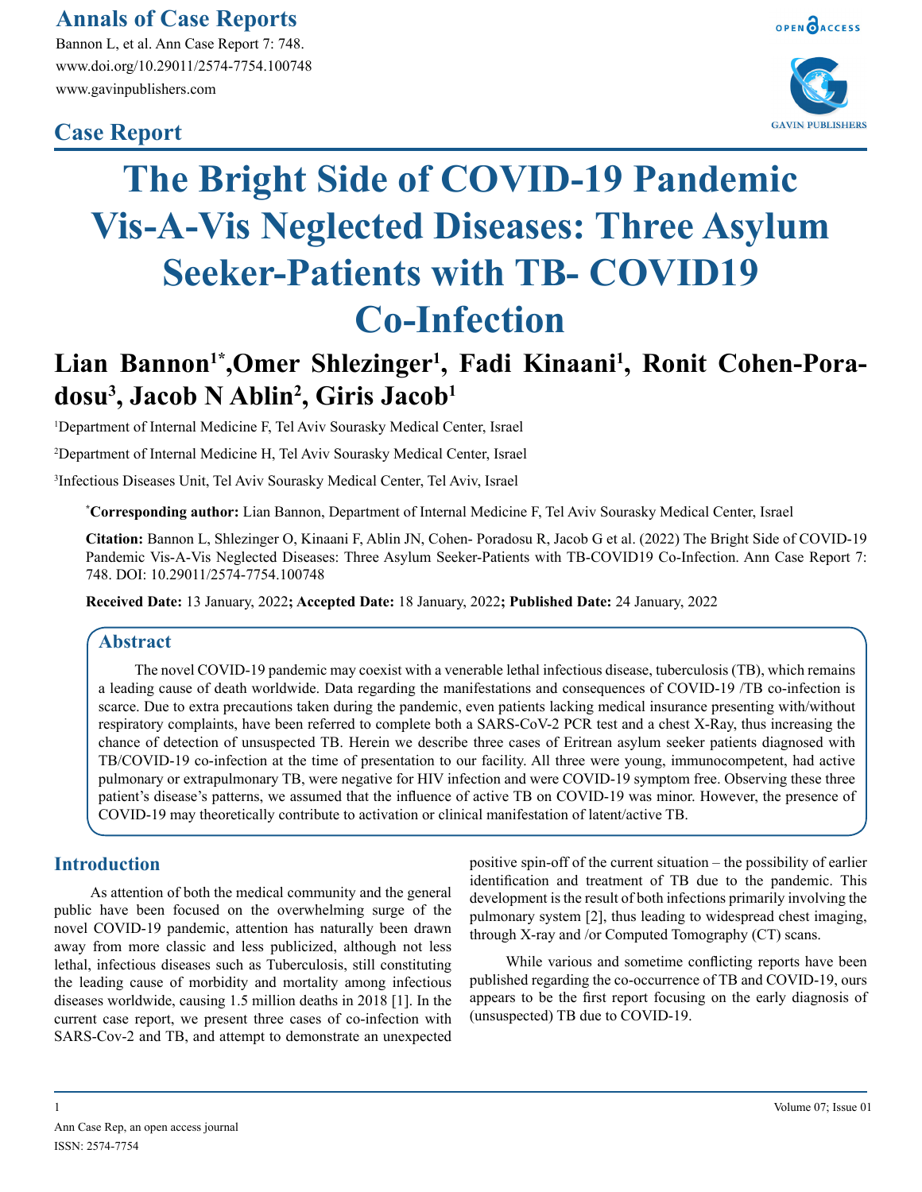Case Report

# The Bright Side of COVID-19 Pandemic Vis-A-Vis Neglected Diseases: Three Asylum Seeker-Patients with TB- COVID19 Co-Infection

**Lian Bannon[1*], Omer Shlezinger[1], Fadi Kinaani[1], Ronit Cohen-Poradosu[3], Jacob N Ablin[2], Giris Jacob[1]**

[1]Department of Internal Medicine F, Tel Aviv Sourasky Medical Center, Israel

[2]Department of Internal Medicine H, Tel Aviv Sourasky Medical Center, Israel

[3]Infectious Diseases Unit, Tel Aviv Sourasky Medical Center, Tel Aviv, Israel

**[*]Corresponding author:** Lian Bannon, Department of Internal Medicine F, Tel Aviv Sourasky Medical Center, Israel

**Citation:** Bannon L, Shlezinger O, Kinaani F, Ablin JN, Cohen- Poradosu R, Jacob G et al. (2022) The Bright Side of COVID-19 Pandemic Vis-A-Vis Neglected Diseases: Three Asylum Seeker-Patients with TB-COVID19 Co-Infection. Ann Case Report 7: 748. DOI: 10.29011/2574-7754.100748

**Received Date:** 13 January, 2022**; Accepted Date:** 18 January, 2022**; Published Date:** 24 January, 2022

## Abstract

The novel COVID-19 pandemic may coexist with a venerable lethal infectious disease, tuberculosis (TB), which remains a leading cause of death worldwide. Data regarding the manifestations and consequences of COVID-19 /TB co-infection is scarce. Due to extra precautions taken during the pandemic, even patients lacking medical insurance presenting with/without respiratory complaints, have been referred to complete both a SARS-CoV-2 PCR test and a chest X-Ray, thus increasing the chance of detection of unsuspected TB. Herein we describe three cases of Eritrean asylum seeker patients diagnosed with TB/COVID-19 co-infection at the time of presentation to our facility. All three were young, immunocompetent, had active pulmonary or extrapulmonary TB, were negative for HIV infection and were COVID-19 symptom free. Observing these three patient's disease's patterns, we assumed that the influence of active TB on COVID-19 was minor. However, the presence of COVID-19 may theoretically contribute to activation or clinical manifestation of latent/active TB.

## Introduction

As attention of both the medical community and the general public have been focused on the overwhelming surge of the novel COVID-19 pandemic, attention has naturally been drawn away from more classic and less publicized, although not less lethal, infectious diseases such as Tuberculosis, still constituting the leading cause of morbidity and mortality among infectious diseases worldwide, causing 1.5 million deaths in 2018 [1]. In the current case report, we present three cases of co-infection with SARS-Cov-2 and TB, and attempt to demonstrate an unexpected positive spin-off of the current situation – the possibility of earlier identification and treatment of TB due to the pandemic. This development is the result of both infections primarily involving the pulmonary system [2], thus leading to widespread chest imaging, through X-ray and /or Computed Tomography (CT) scans.

While various and sometime conflicting reports have been published regarding the co-occurrence of TB and COVID-19, ours appears to be the first report focusing on the early diagnosis of (unsuspected) TB due to COVID-19.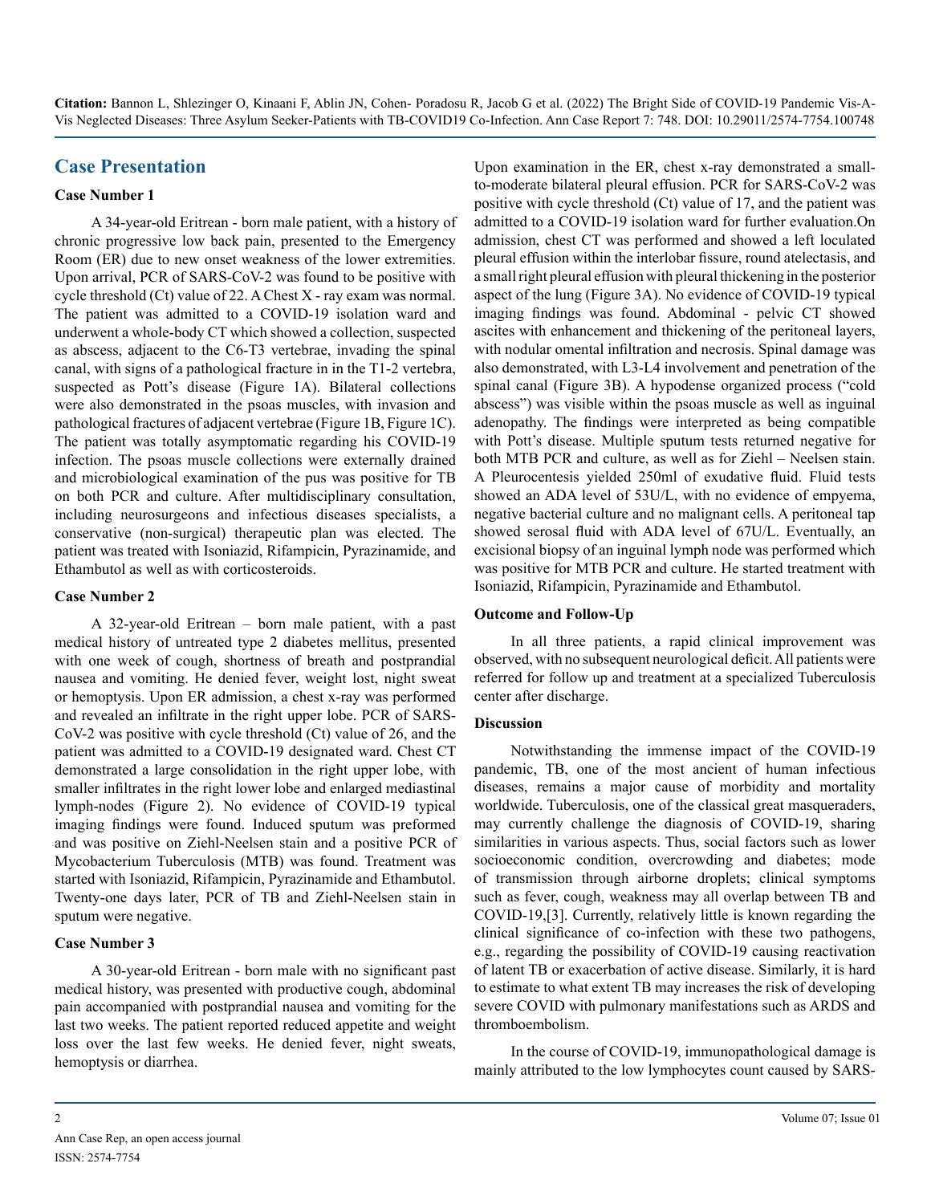## Case Presentation

### Case Number 1

A 34-year-old Eritrean - born male patient, with a history of chronic progressive low back pain, presented to the Emergency Room (ER) due to new onset weakness of the lower extremities. Upon arrival, PCR of SARS-CoV-2 was found to be positive with cycle threshold (Ct) value of 22. A Chest X - ray exam was normal. The patient was admitted to a COVID-19 isolation ward and underwent a whole-body CT which showed a collection, suspected as abscess, adjacent to the C6-T3 vertebrae, invading the spinal canal, with signs of a pathological fracture in in the T1-2 vertebra, suspected as Pott's disease (Figure 1A). Bilateral collections were also demonstrated in the psoas muscles, with invasion and pathological fractures of adjacent vertebrae (Figure 1B, Figure 1C). The patient was totally asymptomatic regarding his COVID-19 infection. The psoas muscle collections were externally drained and microbiological examination of the pus was positive for TB on both PCR and culture. After multidisciplinary consultation, including neurosurgeons and infectious diseases specialists, a conservative (non-surgical) therapeutic plan was elected. The patient was treated with Isoniazid, Rifampicin, Pyrazinamide, and Ethambutol as well as with corticosteroids.

### Case Number 2

A 32-year-old Eritrean – born male patient, with a past medical history of untreated type 2 diabetes mellitus, presented with one week of cough, shortness of breath and postprandial nausea and vomiting. He denied fever, weight lost, night sweat or hemoptysis. Upon ER admission, a chest x-ray was performed and revealed an infiltrate in the right upper lobe. PCR of SARS-CoV-2 was positive with cycle threshold (Ct) value of 26, and the patient was admitted to a COVID-19 designated ward. Chest CT demonstrated a large consolidation in the right upper lobe, with smaller infiltrates in the right lower lobe and enlarged mediastinal lymph-nodes (Figure 2). No evidence of COVID-19 typical imaging findings were found. Induced sputum was preformed and was positive on Ziehl-Neelsen stain and a positive PCR of Mycobacterium Tuberculosis (MTB) was found. Treatment was started with Isoniazid, Rifampicin, Pyrazinamide and Ethambutol. Twenty-one days later, PCR of TB and Ziehl-Neelsen stain in sputum were negative.

### Case Number 3

A 30-year-old Eritrean - born male with no significant past medical history, was presented with productive cough, abdominal pain accompanied with postprandial nausea and vomiting for the last two weeks. The patient reported reduced appetite and weight loss over the last few weeks. He denied fever, night sweats, hemoptysis or diarrhea.

Upon examination in the ER, chest x-ray demonstrated a small-to-moderate bilateral pleural effusion. PCR for SARS-CoV-2 was positive with cycle threshold (Ct) value of 17, and the patient was admitted to a COVID-19 isolation ward for further evaluation.On admission, chest CT was performed and showed a left loculated pleural effusion within the interlobar fissure, round atelectasis, and a small right pleural effusion with pleural thickening in the posterior aspect of the lung (Figure 3A). No evidence of COVID-19 typical imaging findings was found. Abdominal - pelvic CT showed ascites with enhancement and thickening of the peritoneal layers, with nodular omental infiltration and necrosis. Spinal damage was also demonstrated, with L3-L4 involvement and penetration of the spinal canal (Figure 3B). A hypodense organized process ("cold abscess") was visible within the psoas muscle as well as inguinal adenopathy. The findings were interpreted as being compatible with Pott's disease. Multiple sputum tests returned negative for both MTB PCR and culture, as well as for Ziehl – Neelsen stain. A Pleurocentesis yielded 250ml of exudative fluid. Fluid tests showed an ADA level of 53U/L, with no evidence of empyema, negative bacterial culture and no malignant cells. A peritoneal tap showed serosal fluid with ADA level of 67U/L. Eventually, an excisional biopsy of an inguinal lymph node was performed which was positive for MTB PCR and culture. He started treatment with Isoniazid, Rifampicin, Pyrazinamide and Ethambutol.

### Outcome and Follow-Up

In all three patients, a rapid clinical improvement was observed, with no subsequent neurological deficit. All patients were referred for follow up and treatment at a specialized Tuberculosis center after discharge.

### Discussion

Notwithstanding the immense impact of the COVID-19 pandemic, TB, one of the most ancient of human infectious diseases, remains a major cause of morbidity and mortality worldwide. Tuberculosis, one of the classical great masqueraders, may currently challenge the diagnosis of COVID-19, sharing similarities in various aspects. Thus, social factors such as lower socioeconomic condition, overcrowding and diabetes; mode of transmission through airborne droplets; clinical symptoms such as fever, cough, weakness may all overlap between TB and COVID-19,[3]. Currently, relatively little is known regarding the clinical significance of co-infection with these two pathogens, e.g., regarding the possibility of COVID-19 causing reactivation of latent TB or exacerbation of active disease. Similarly, it is hard to estimate to what extent TB may increases the risk of developing severe COVID with pulmonary manifestations such as ARDS and thromboembolism.

In the course of COVID-19, immunopathological damage is mainly attributed to the low lymphocytes count caused by SARS-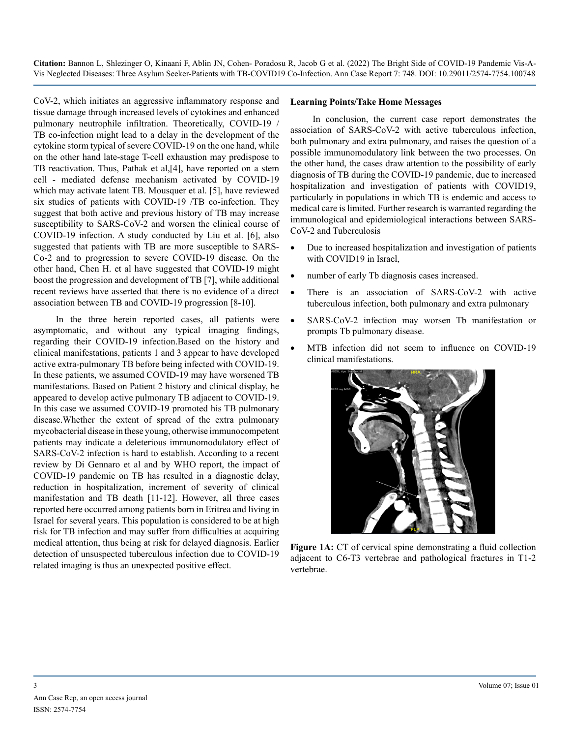CoV-2, which initiates an aggressive inflammatory response and tissue damage through increased levels of cytokines and enhanced pulmonary neutrophile infiltration. Theoretically, COVID-19 / TB co-infection might lead to a delay in the development of the cytokine storm typical of severe COVID-19 on the one hand, while on the other hand late-stage T-cell exhaustion may predispose to TB reactivation. Thus, Pathak et al,[4], have reported on a stem cell - mediated defense mechanism activated by COVID-19 which may activate latent TB. Mousquer et al. [5], have reviewed six studies of patients with COVID-19 /TB co-infection. They suggest that both active and previous history of TB may increase susceptibility to SARS-CoV-2 and worsen the clinical course of COVID-19 infection. A study conducted by Liu et al. [6], also suggested that patients with TB are more susceptible to SARS-Co-2 and to progression to severe COVID-19 disease. On the other hand, Chen H. et al have suggested that COVID-19 might boost the progression and development of TB [7], while additional recent reviews have asserted that there is no evidence of a direct association between TB and COVID-19 progression [8-10].

In the three herein reported cases, all patients were asymptomatic, and without any typical imaging findings, regarding their COVID-19 infection.Based on the history and clinical manifestations, patients 1 and 3 appear to have developed active extra-pulmonary TB before being infected with COVID-19. In these patients, we assumed COVID-19 may have worsened TB manifestations. Based on Patient 2 history and clinical display, he appeared to develop active pulmonary TB adjacent to COVID-19. In this case we assumed COVID-19 promoted his TB pulmonary disease.Whether the extent of spread of the extra pulmonary mycobacterial disease in these young, otherwise immunocompetent patients may indicate a deleterious immunomodulatory effect of SARS-CoV-2 infection is hard to establish. According to a recent review by Di Gennaro et al and by WHO report, the impact of COVID-19 pandemic on TB has resulted in a diagnostic delay, reduction in hospitalization, increment of severity of clinical manifestation and TB death [11-12]. However, all three cases reported here occurred among patients born in Eritrea and living in Israel for several years. This population is considered to be at high risk for TB infection and may suffer from difficulties at acquiring medical attention, thus being at risk for delayed diagnosis. Earlier detection of unsuspected tuberculous infection due to COVID-19 related imaging is thus an unexpected positive effect.

## Learning Points/Take Home Messages

In conclusion, the current case report demonstrates the association of SARS-CoV-2 with active tuberculous infection, both pulmonary and extra pulmonary, and raises the question of a possible immunomodulatory link between the two processes. On the other hand, the cases draw attention to the possibility of early diagnosis of TB during the COVID-19 pandemic, due to increased hospitalization and investigation of patients with COVID19, particularly in populations in which TB is endemic and access to medical care is limited. Further research is warranted regarding the immunological and epidemiological interactions between SARS-CoV-2 and Tuberculosis

- Due to increased hospitalization and investigation of patients with COVID19 in Israel,
- number of early Tb diagnosis cases increased.
- There is an association of SARS-CoV-2 with active tuberculous infection, both pulmonary and extra pulmonary
- SARS-CoV-2 infection may worsen Tb manifestation or prompts Tb pulmonary disease.
- MTB infection did not seem to influence on COVID-19 clinical manifestations.

**Figure 1A:** CT of cervical spine demonstrating a fluid collection adjacent to C6-T3 vertebrae and pathological fractures in T1-2 vertebrae.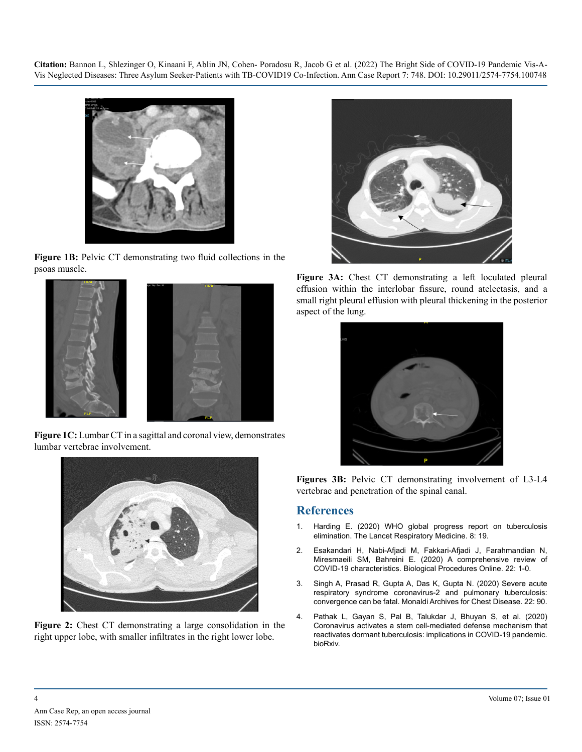Figure 1B: Pelvic CT demonstrating two fluid collections in the psoas muscle.

Figure 1C: Lumbar CT in a sagittal and coronal view, demonstrates lumbar vertebrae involvement.

Figure 2: Chest CT demonstrating a large consolidation in the right upper lobe, with smaller infiltrates in the right lower lobe.

Figure 3A: Chest CT demonstrating a left loculated pleural effusion within the interlobar fissure, round atelectasis, and a small right pleural effusion with pleural thickening in the posterior aspect of the lung.

Figures 3B: Pelvic CT demonstrating involvement of L3-L4 vertebrae and penetration of the spinal canal.

## References

1. Harding E. (2020) WHO global progress report on tuberculosis elimination. The Lancet Respiratory Medicine. 8: 19.
2. Esakandari H, Nabi-Afjadi M, Fakkari-Afjadi J, Farahmandian N, Miresmaeili SM, Bahreini E. (2020) A comprehensive review of COVID-19 characteristics. Biological Procedures Online. 22: 1-0.
3. Singh A, Prasad R, Gupta A, Das K, Gupta N. (2020) Severe acute respiratory syndrome coronavirus-2 and pulmonary tuberculosis: convergence can be fatal. Monaldi Archives for Chest Disease. 22: 90.
4. Pathak L, Gayan S, Pal B, Talukdar J, Bhuyan S, et al. (2020) Coronavirus activates a stem cell-mediated defense mechanism that reactivates dormant tuberculosis: implications in COVID-19 pandemic. bioRxiv.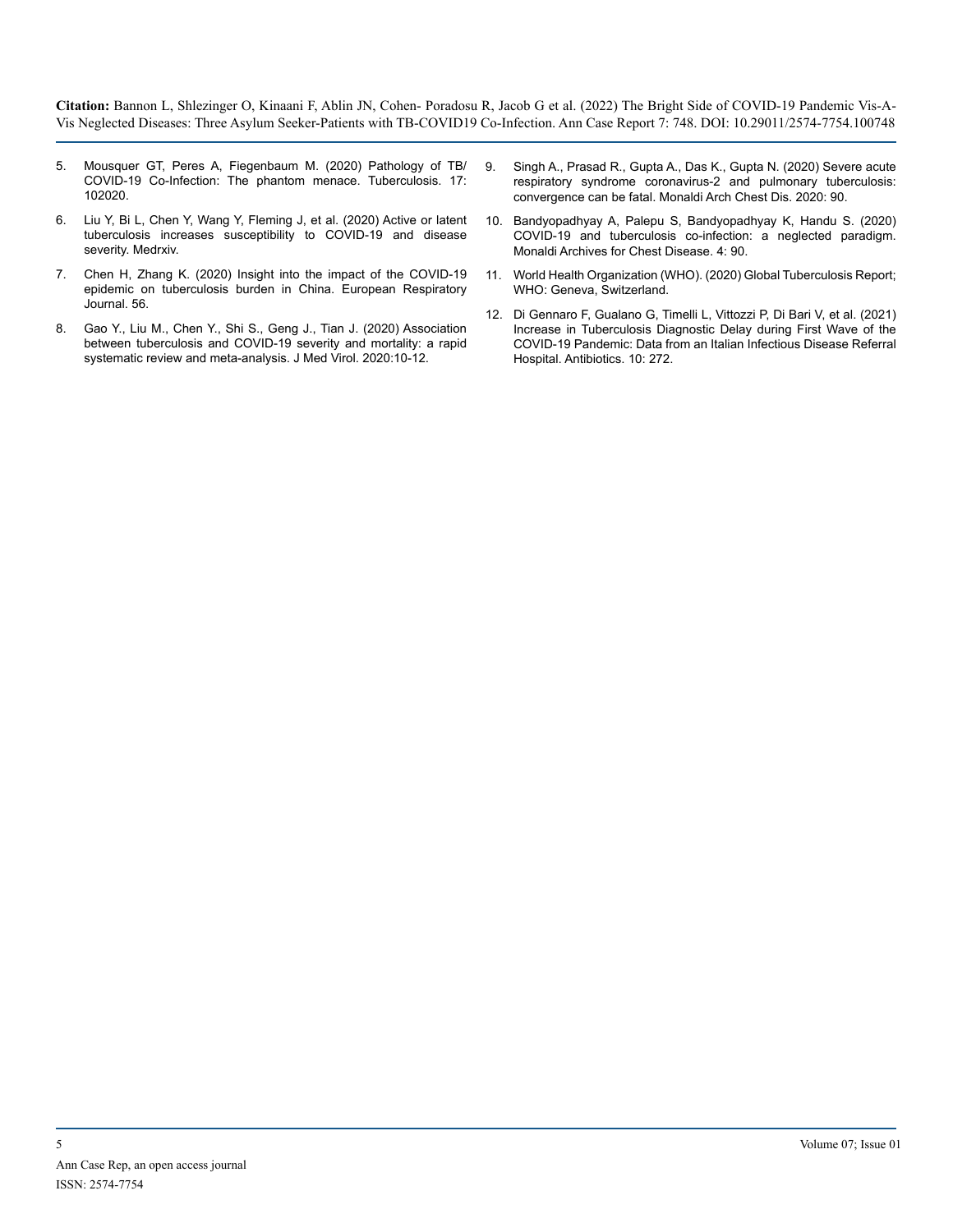5. Mousquer GT, Peres A, Fiegenbaum M. (2020) Pathology of TB/COVID-19 Co-Infection: The phantom menace. Tuberculosis. 17: 102020.

6. Liu Y, Bi L, Chen Y, Wang Y, Fleming J, et al. (2020) Active or latent tuberculosis increases susceptibility to COVID-19 and disease severity. Medrxiv.

7. Chen H, Zhang K. (2020) Insight into the impact of the COVID-19 epidemic on tuberculosis burden in China. European Respiratory Journal. 56.

8. Gao Y., Liu M., Chen Y., Shi S., Geng J., Tian J. (2020) Association between tuberculosis and COVID-19 severity and mortality: a rapid systematic review and meta-analysis. J Med Virol. 2020:10-12.

9. Singh A., Prasad R., Gupta A., Das K., Gupta N. (2020) Severe acute respiratory syndrome coronavirus-2 and pulmonary tuberculosis: convergence can be fatal. Monaldi Arch Chest Dis. 2020: 90.

10. Bandyopadhyay A, Palepu S, Bandyopadhyay K, Handu S. (2020) COVID-19 and tuberculosis co-infection: a neglected paradigm. Monaldi Archives for Chest Disease. 4: 90.

11. World Health Organization (WHO). (2020) Global Tuberculosis Report; WHO: Geneva, Switzerland.

12. Di Gennaro F, Gualano G, Timelli L, Vittozzi P, Di Bari V, et al. (2021) Increase in Tuberculosis Diagnostic Delay during First Wave of the COVID-19 Pandemic: Data from an Italian Infectious Disease Referral Hospital. Antibiotics. 10: 272.